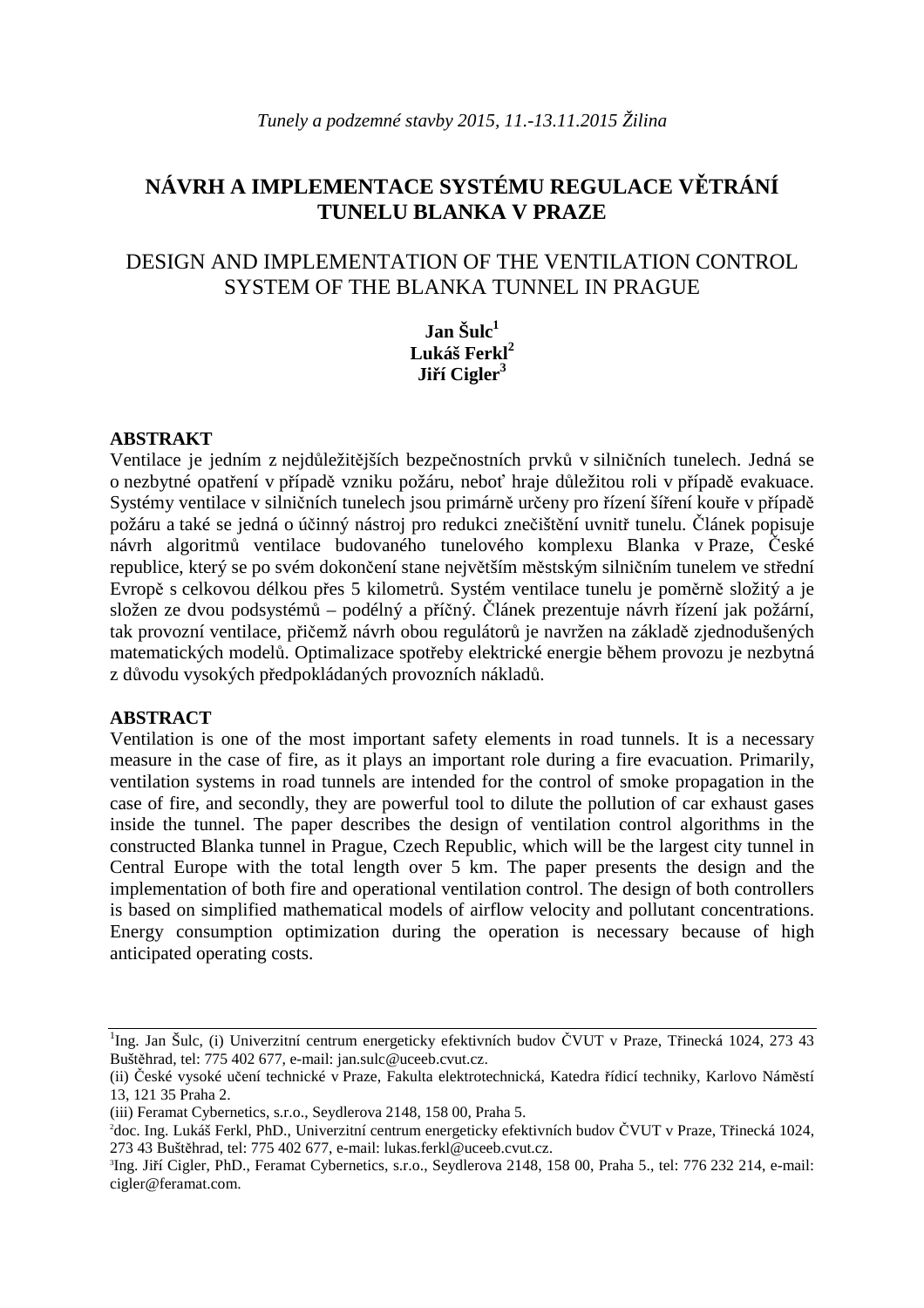*Tunely a podzemné stavby 2015, 11.-13.11.2015 Žilina*

# NÁVRH A IMPLEMENTACE SYSTÉMU REGULACE VĚTRÁNÍ TUNELU BLANKA V PRAZE

# DESIGN AND IMPLEMENTATION OF THE VENTILATION CONTROL SYSTEM OF THE BLANKA TUNNEL IN PRAGUE

**Jan Šulc**[1]
**Lukáš Ferkl**[2]
**Jiří Cigler**[3]

## ABSTRAKT

Ventilace je jedním z nejdůležitějších bezpečnostních prvků v silničních tunelech. Jedná se o nezbytné opatření v případě vzniku požáru, neboť hraje důležitou roli v případě evakuace. Systémy ventilace v silničních tunelech jsou primárně určeny pro řízení šíření kouře v případě požáru a také se jedná o účinný nástroj pro redukci znečištění uvnitř tunelu. Článek popisuje návrh algoritmů ventilace budovaného tunelového komplexu Blanka v Praze, České republice, který se po svém dokončení stane největším městským silničním tunelem ve střední Evropě s celkovou délkou přes 5 kilometrů. Systém ventilace tunelu je poměrně složitý a je složen ze dvou podsystémů – podélný a příčný. Článek prezentuje návrh řízení jak požární, tak provozní ventilace, přičemž návrh obou regulátorů je navržen na základě zjednodušených matematických modelů. Optimalizace spotřeby elektrické energie během provozu je nezbytná z důvodu vysokých předpokládaných provozních nákladů.

## ABSTRACT

Ventilation is one of the most important safety elements in road tunnels. It is a necessary measure in the case of fire, as it plays an important role during a fire evacuation. Primarily, ventilation systems in road tunnels are intended for the control of smoke propagation in the case of fire, and secondly, they are powerful tool to dilute the pollution of car exhaust gases inside the tunnel. The paper describes the design of ventilation control algorithms in the constructed Blanka tunnel in Prague, Czech Republic, which will be the largest city tunnel in Central Europe with the total length over 5 km. The paper presents the design and the implementation of both fire and operational ventilation control. The design of both controllers is based on simplified mathematical models of airflow velocity and pollutant concentrations. Energy consumption optimization during the operation is necessary because of high anticipated operating costs.

---

[1]Ing. Jan Šulc, (i) Univerzitní centrum energeticky efektivních budov ČVUT v Praze, Třinecká 1024, 273 43 Buštěhrad, tel: 775 402 677, e-mail: jan.sulc@uceeb.cvut.cz.
(ii) České vysoké učení technické v Praze, Fakulta elektrotechnická, Katedra řídicí techniky, Karlovo Náměstí 13, 121 35 Praha 2.
(iii) Feramat Cybernetics, s.r.o., Seydlerova 2148, 158 00, Praha 5.
[2]doc. Ing. Lukáš Ferkl, PhD., Univerzitní centrum energeticky efektivních budov ČVUT v Praze, Třinecká 1024, 273 43 Buštěhrad, tel: 775 402 677, e-mail: lukas.ferkl@uceeb.cvut.cz.
[3]Ing. Jiří Cigler, PhD., Feramat Cybernetics, s.r.o., Seydlerova 2148, 158 00, Praha 5., tel: 776 232 214, e-mail: cigler@feramat.com.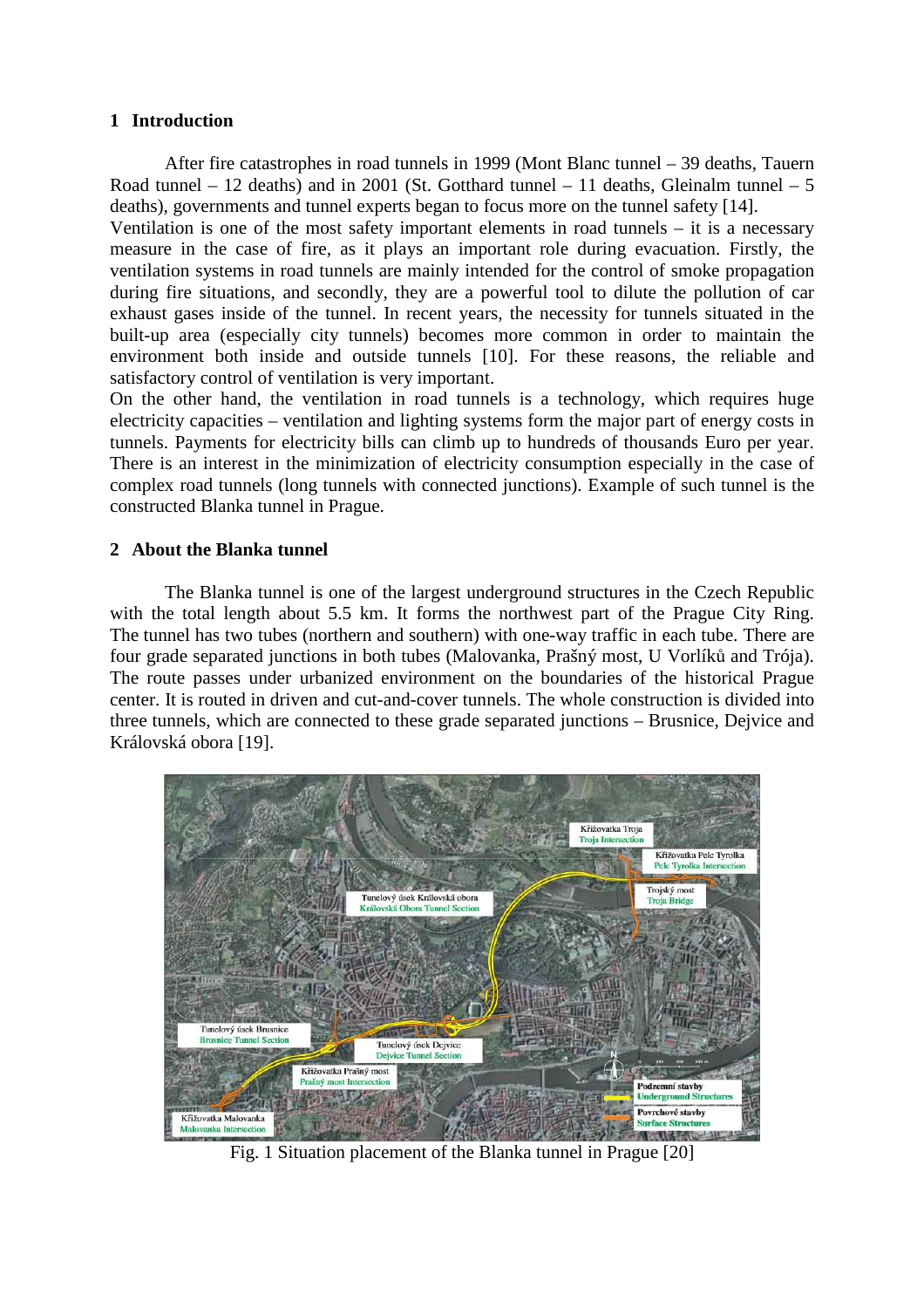## 1 Introduction

After fire catastrophes in road tunnels in 1999 (Mont Blanc tunnel – 39 deaths, Tauern Road tunnel – 12 deaths) and in 2001 (St. Gotthard tunnel – 11 deaths, Gleinalm tunnel – 5 deaths), governments and tunnel experts began to focus more on the tunnel safety [14].

Ventilation is one of the most safety important elements in road tunnels – it is a necessary measure in the case of fire, as it plays an important role during evacuation. Firstly, the ventilation systems in road tunnels are mainly intended for the control of smoke propagation during fire situations, and secondly, they are a powerful tool to dilute the pollution of car exhaust gases inside of the tunnel. In recent years, the necessity for tunnels situated in the built-up area (especially city tunnels) becomes more common in order to maintain the environment both inside and outside tunnels [10]. For these reasons, the reliable and satisfactory control of ventilation is very important.

On the other hand, the ventilation in road tunnels is a technology, which requires huge electricity capacities – ventilation and lighting systems form the major part of energy costs in tunnels. Payments for electricity bills can climb up to hundreds of thousands Euro per year. There is an interest in the minimization of electricity consumption especially in the case of complex road tunnels (long tunnels with connected junctions). Example of such tunnel is the constructed Blanka tunnel in Prague.

## 2 About the Blanka tunnel

The Blanka tunnel is one of the largest underground structures in the Czech Republic with the total length about 5.5 km. It forms the northwest part of the Prague City Ring. The tunnel has two tubes (northern and southern) with one-way traffic in each tube. There are four grade separated junctions in both tubes (Malovanka, Prašný most, U Vorlíků and Trója). The route passes under urbanized environment on the boundaries of the historical Prague center. It is routed in driven and cut-and-cover tunnels. The whole construction is divided into three tunnels, which are connected to these grade separated junctions – Brusnice, Dejvice and Královská obora [19].

Fig. 1 Situation placement of the Blanka tunnel in Prague [20]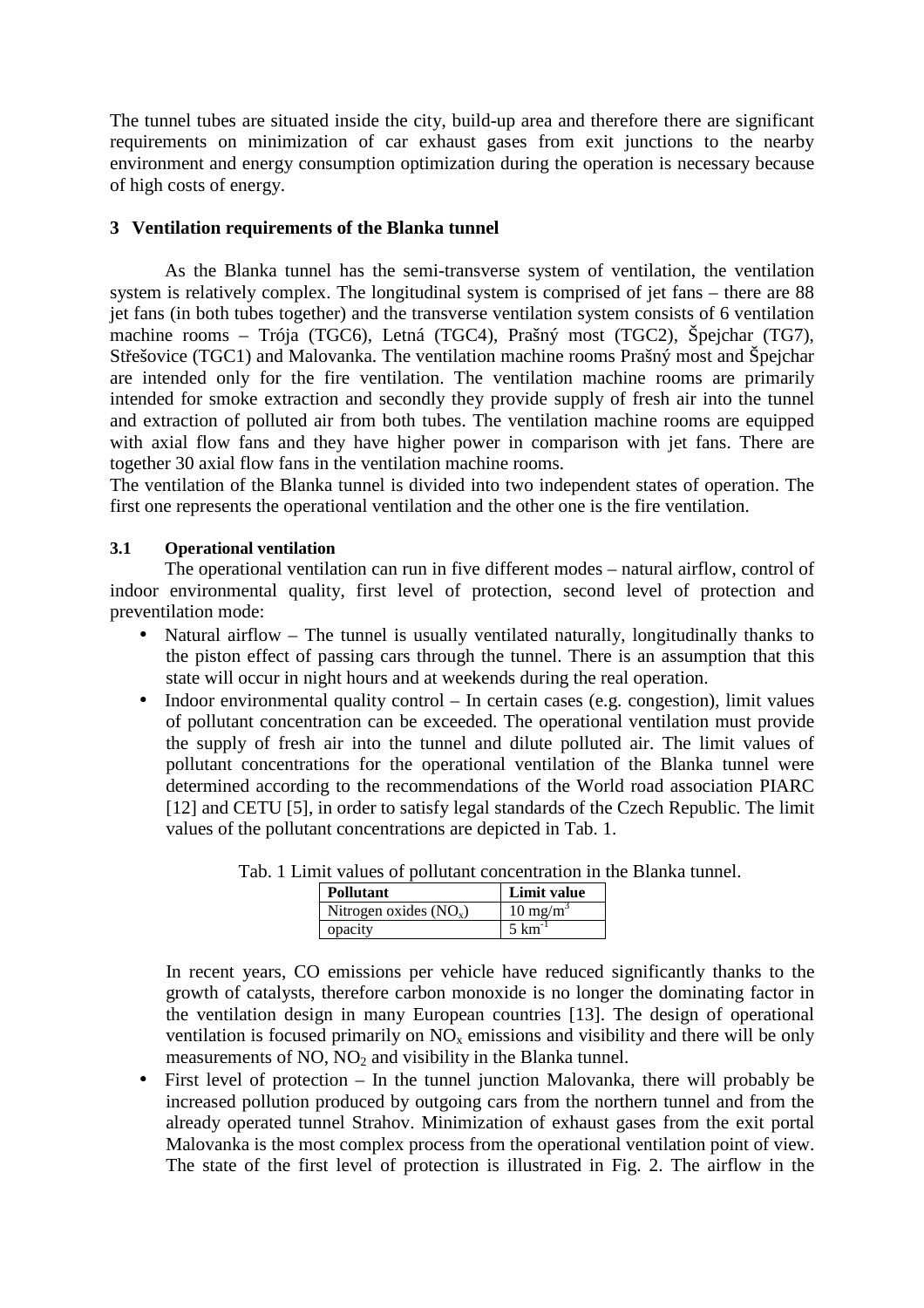The tunnel tubes are situated inside the city, build-up area and therefore there are significant requirements on minimization of car exhaust gases from exit junctions to the nearby environment and energy consumption optimization during the operation is necessary because of high costs of energy.

## 3 Ventilation requirements of the Blanka tunnel

As the Blanka tunnel has the semi-transverse system of ventilation, the ventilation system is relatively complex. The longitudinal system is comprised of jet fans – there are 88 jet fans (in both tubes together) and the transverse ventilation system consists of 6 ventilation machine rooms – Trója (TGC6), Letná (TGC4), Prašný most (TGC2), Špejchar (TG7), Střešovice (TGC1) and Malovanka. The ventilation machine rooms Prašný most and Špejchar are intended only for the fire ventilation. The ventilation machine rooms are primarily intended for smoke extraction and secondly they provide supply of fresh air into the tunnel and extraction of polluted air from both tubes. The ventilation machine rooms are equipped with axial flow fans and they have higher power in comparison with jet fans. There are together 30 axial flow fans in the ventilation machine rooms.

The ventilation of the Blanka tunnel is divided into two independent states of operation. The first one represents the operational ventilation and the other one is the fire ventilation.

### 3.1 Operational ventilation

The operational ventilation can run in five different modes – natural airflow, control of indoor environmental quality, first level of protection, second level of protection and preventilation mode:

- Natural airflow – The tunnel is usually ventilated naturally, longitudinally thanks to the piston effect of passing cars through the tunnel. There is an assumption that this state will occur in night hours and at weekends during the real operation.
- Indoor environmental quality control – In certain cases (e.g. congestion), limit values of pollutant concentration can be exceeded. The operational ventilation must provide the supply of fresh air into the tunnel and dilute polluted air. The limit values of pollutant concentrations for the operational ventilation of the Blanka tunnel were determined according to the recommendations of the World road association PIARC [12] and CETU [5], in order to satisfy legal standards of the Czech Republic. The limit values of the pollutant concentrations are depicted in Tab. 1.

Tab. 1 Limit values of pollutant concentration in the Blanka tunnel.

| Pollutant | Limit value |
|---|---|
| Nitrogen oxides ($NO_x$) | 10 $mg/m^3$ |
| opacity | 5 $km^{-1}$ |

  In recent years, CO emissions per vehicle have reduced significantly thanks to the growth of catalysts, therefore carbon monoxide is no longer the dominating factor in the ventilation design in many European countries [13]. The design of operational ventilation is focused primarily on $NO_x$ emissions and visibility and there will be only measurements of NO, $NO_2$ and visibility in the Blanka tunnel.

- First level of protection – In the tunnel junction Malovanka, there will probably be increased pollution produced by outgoing cars from the northern tunnel and from the already operated tunnel Strahov. Minimization of exhaust gases from the exit portal Malovanka is the most complex process from the operational ventilation point of view. The state of the first level of protection is illustrated in Fig. 2. The airflow in the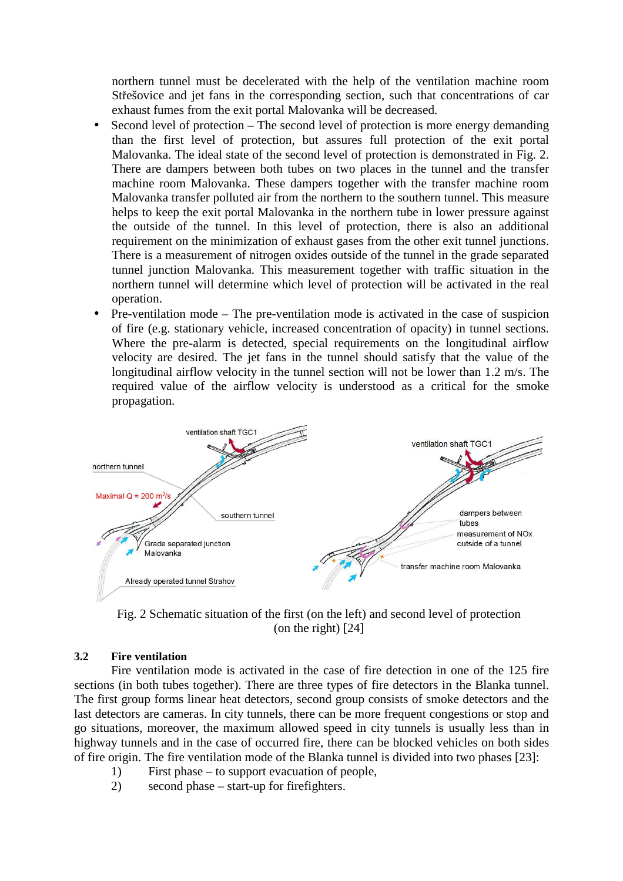northern tunnel must be decelerated with the help of the ventilation machine room Střešovice and jet fans in the corresponding section, such that concentrations of car exhaust fumes from the exit portal Malovanka will be decreased.

- Second level of protection – The second level of protection is more energy demanding than the first level of protection, but assures full protection of the exit portal Malovanka. The ideal state of the second level of protection is demonstrated in Fig. 2. There are dampers between both tubes on two places in the tunnel and the transfer machine room Malovanka. These dampers together with the transfer machine room Malovanka transfer polluted air from the northern to the southern tunnel. This measure helps to keep the exit portal Malovanka in the northern tube in lower pressure against the outside of the tunnel. In this level of protection, there is also an additional requirement on the minimization of exhaust gases from the other exit tunnel junctions. There is a measurement of nitrogen oxides outside of the tunnel in the grade separated tunnel junction Malovanka. This measurement together with traffic situation in the northern tunnel will determine which level of protection will be activated in the real operation.
- Pre-ventilation mode – The pre-ventilation mode is activated in the case of suspicion of fire (e.g. stationary vehicle, increased concentration of opacity) in tunnel sections. Where the pre-alarm is detected, special requirements on the longitudinal airflow velocity are desired. The jet fans in the tunnel should satisfy that the value of the longitudinal airflow velocity in the tunnel section will not be lower than 1.2 m/s. The required value of the airflow velocity is understood as a critical for the smoke propagation.

Fig. 2 Schematic situation of the first (on the left) and second level of protection (on the right) [24]

### 3.2 Fire ventilation

Fire ventilation mode is activated in the case of fire detection in one of the 125 fire sections (in both tubes together). There are three types of fire detectors in the Blanka tunnel. The first group forms linear heat detectors, second group consists of smoke detectors and the last detectors are cameras. In city tunnels, there can be more frequent congestions or stop and go situations, moreover, the maximum allowed speed in city tunnels is usually less than in highway tunnels and in the case of occurred fire, there can be blocked vehicles on both sides of fire origin. The fire ventilation mode of the Blanka tunnel is divided into two phases [23]:

1) First phase – to support evacuation of people,
2) second phase – start-up for firefighters.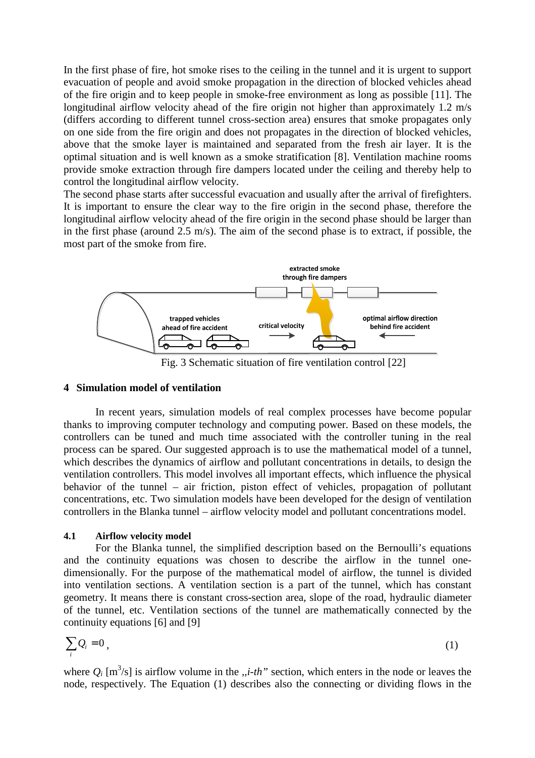In the first phase of fire, hot smoke rises to the ceiling in the tunnel and it is urgent to support evacuation of people and avoid smoke propagation in the direction of blocked vehicles ahead of the fire origin and to keep people in smoke-free environment as long as possible [11]. The longitudinal airflow velocity ahead of the fire origin not higher than approximately 1.2 m/s (differs according to different tunnel cross-section area) ensures that smoke propagates only on one side from the fire origin and does not propagates in the direction of blocked vehicles, above that the smoke layer is maintained and separated from the fresh air layer. It is the optimal situation and is well known as a smoke stratification [8]. Ventilation machine rooms provide smoke extraction through fire dampers located under the ceiling and thereby help to control the longitudinal airflow velocity.

The second phase starts after successful evacuation and usually after the arrival of firefighters. It is important to ensure the clear way to the fire origin in the second phase, therefore the longitudinal airflow velocity ahead of the fire origin in the second phase should be larger than in the first phase (around 2.5 m/s). The aim of the second phase is to extract, if possible, the most part of the smoke from fire.

extracted smoke through fire dampers

trapped vehicles ahead of fire accident

critical velocity

optimal airflow direction behind fire accident

Fig. 3 Schematic situation of fire ventilation control [22]

## 4 Simulation model of ventilation

In recent years, simulation models of real complex processes have become popular thanks to improving computer technology and computing power. Based on these models, the controllers can be tuned and much time associated with the controller tuning in the real process can be spared. Our suggested approach is to use the mathematical model of a tunnel, which describes the dynamics of airflow and pollutant concentrations in details, to design the ventilation controllers. This model involves all important effects, which influence the physical behavior of the tunnel – air friction, piston effect of vehicles, propagation of pollutant concentrations, etc. Two simulation models have been developed for the design of ventilation controllers in the Blanka tunnel – airflow velocity model and pollutant concentrations model.

### 4.1 Airflow velocity model

For the Blanka tunnel, the simplified description based on the Bernoulli's equations and the continuity equations was chosen to describe the airflow in the tunnel one-dimensionally. For the purpose of the mathematical model of airflow, the tunnel is divided into ventilation sections. A ventilation section is a part of the tunnel, which has constant geometry. It means there is constant cross-section area, slope of the road, hydraulic diameter of the tunnel, etc. Ventilation sections of the tunnel are mathematically connected by the continuity equations [6] and [9]

$$\sum_i Q_i = 0\,, \tag{1}$$

where $Q_i$ [m$^3$/s] is airflow volume in the „*i-th*" section, which enters in the node or leaves the node, respectively. The Equation (1) describes also the connecting or dividing flows in the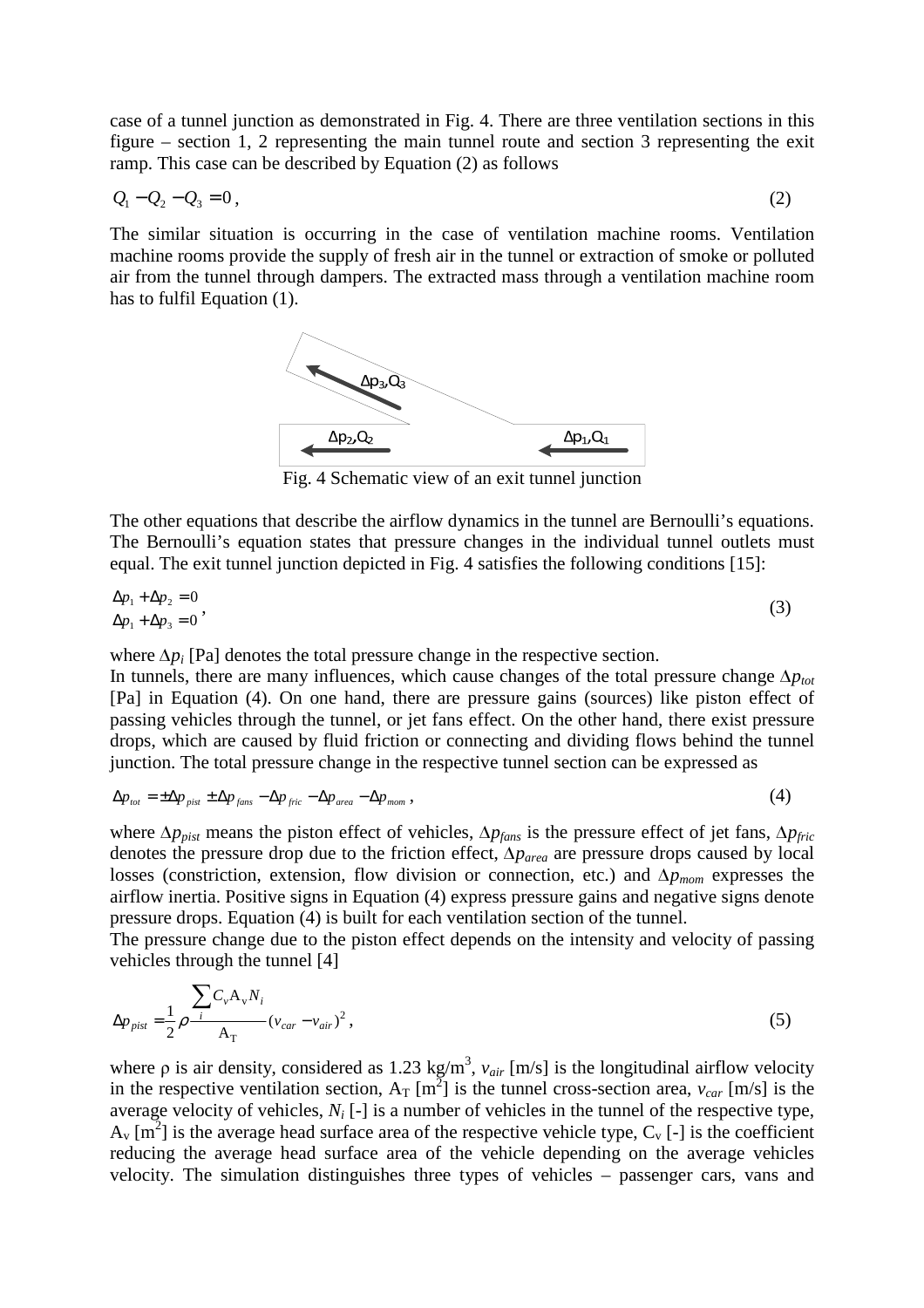case of a tunnel junction as demonstrated in Fig. 4. There are three ventilation sections in this figure – section 1, 2 representing the main tunnel route and section 3 representing the exit ramp. This case can be described by Equation (2) as follows

$$Q_1 - Q_2 - Q_3 = 0\,, \tag{2}$$

The similar situation is occurring in the case of ventilation machine rooms. Ventilation machine rooms provide the supply of fresh air in the tunnel or extraction of smoke or polluted air from the tunnel through dampers. The extracted mass through a ventilation machine room has to fulfil Equation (1).

Fig. 4 Schematic view of an exit tunnel junction

The other equations that describe the airflow dynamics in the tunnel are Bernoulli's equations. The Bernoulli's equation states that pressure changes in the individual tunnel outlets must equal. The exit tunnel junction depicted in Fig. 4 satisfies the following conditions [15]:

$$\begin{aligned} \Delta p_1 + \Delta p_2 &= 0 \\ \Delta p_1 + \Delta p_3 &= 0 \end{aligned}\,, \tag{3}$$

where $\Delta p_i$ [Pa] denotes the total pressure change in the respective section.

In tunnels, there are many influences, which cause changes of the total pressure change $\Delta p_{tot}$ [Pa] in Equation (4). On one hand, there are pressure gains (sources) like piston effect of passing vehicles through the tunnel, or jet fans effect. On the other hand, there exist pressure drops, which are caused by fluid friction or connecting and dividing flows behind the tunnel junction. The total pressure change in the respective tunnel section can be expressed as

$$\Delta p_{tot} = \pm \Delta p_{pist} \pm \Delta p_{fans} - \Delta p_{fric} - \Delta p_{area} - \Delta p_{mom}\,, \tag{4}$$

where $\Delta p_{pist}$ means the piston effect of vehicles, $\Delta p_{fans}$ is the pressure effect of jet fans, $\Delta p_{fric}$ denotes the pressure drop due to the friction effect, $\Delta p_{area}$ are pressure drops caused by local losses (constriction, extension, flow division or connection, etc.) and $\Delta p_{mom}$ expresses the airflow inertia. Positive signs in Equation (4) express pressure gains and negative signs denote pressure drops. Equation (4) is built for each ventilation section of the tunnel.

The pressure change due to the piston effect depends on the intensity and velocity of passing vehicles through the tunnel [4]

$$\Delta p_{pist} = \frac{1}{2} \rho \frac{\sum_i C_v \mathrm{A_v} N_i}{\mathrm{A_T}} (v_{car} - v_{air})^2\,, \tag{5}$$

where $\rho$ is air density, considered as 1.23 kg/m$^3$, $v_{air}$ [m/s] is the longitudinal airflow velocity in the respective ventilation section, $\mathrm{A_T}$ [m$^2$] is the tunnel cross-section area, $v_{car}$ [m/s] is the average velocity of vehicles, $N_i$ [-] is a number of vehicles in the tunnel of the respective type, $\mathrm{A_v}$ [m$^2$] is the average head surface area of the respective vehicle type, $\mathrm{C_v}$ [-] is the coefficient reducing the average head surface area of the vehicle depending on the average vehicles velocity. The simulation distinguishes three types of vehicles – passenger cars, vans and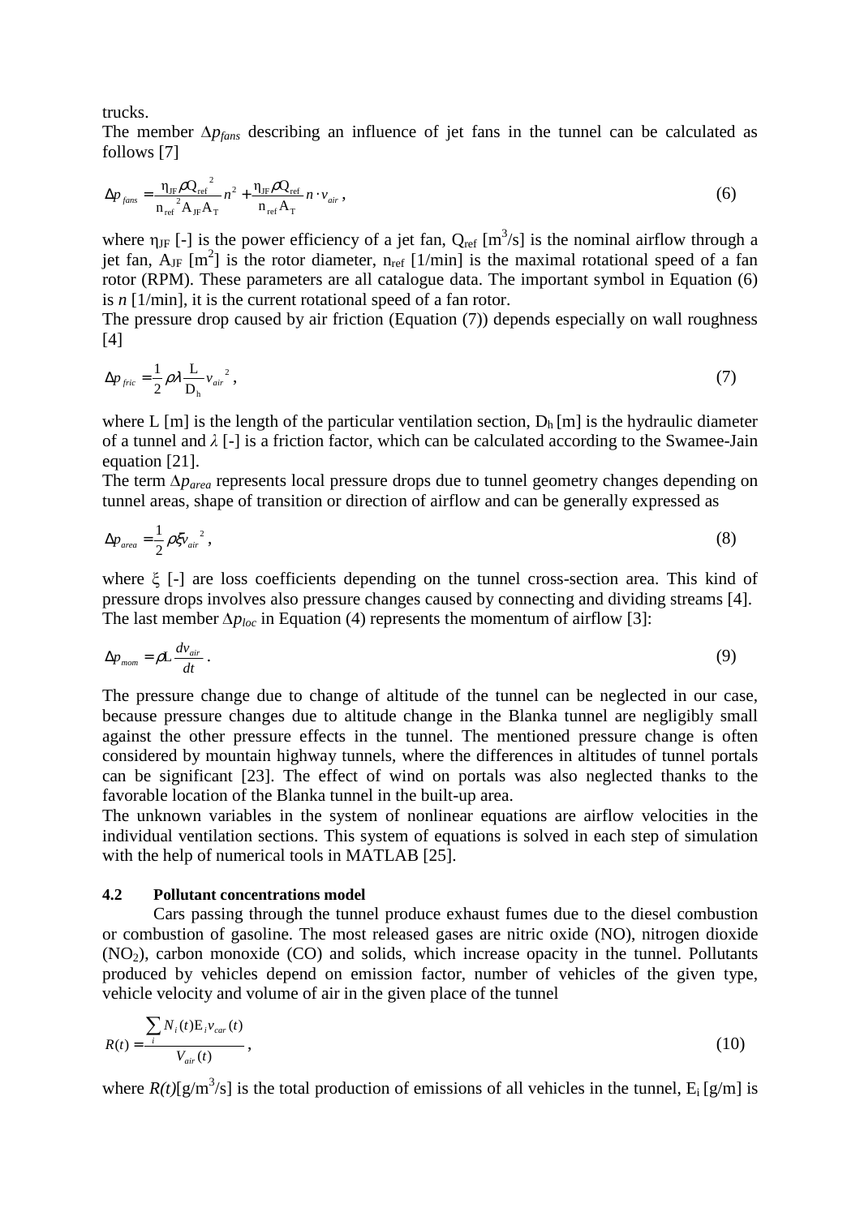trucks.

The member $\Delta p_{fans}$ describing an influence of jet fans in the tunnel can be calculated as follows [7]

$$\Delta p_{fans} = \frac{\eta_{JF} \rho Q_{ref}{}^{2}}{n_{ref}{}^{2} A_{JF} A_{T}} n^{2} + \frac{\eta_{JF} \rho Q_{ref}}{n_{ref} A_{T}} n \cdot v_{air} , \tag{6}$$

where $\eta_{JF}$ [-] is the power efficiency of a jet fan, $Q_{ref}$ [$m^3$/s] is the nominal airflow through a jet fan, $A_{JF}$ [$m^2$] is the rotor diameter, $n_{ref}$ [1/min] is the maximal rotational speed of a fan rotor (RPM). These parameters are all catalogue data. The important symbol in Equation (6) is $n$ [1/min], it is the current rotational speed of a fan rotor.

The pressure drop caused by air friction (Equation (7)) depends especially on wall roughness [4]

$$\Delta p_{fric} = \frac{1}{2} \rho \lambda \frac{L}{D_{h}} v_{air}{}^{2} , \tag{7}$$

where L [m] is the length of the particular ventilation section, $D_h$ [m] is the hydraulic diameter of a tunnel and $\lambda$ [-] is a friction factor, which can be calculated according to the Swamee-Jain equation [21].

The term $\Delta p_{area}$ represents local pressure drops due to tunnel geometry changes depending on tunnel areas, shape of transition or direction of airflow and can be generally expressed as

$$\Delta p_{area} = \frac{1}{2} \rho \xi v_{air}{}^{2} , \tag{8}$$

where $\xi$ [-] are loss coefficients depending on the tunnel cross-section area. This kind of pressure drops involves also pressure changes caused by connecting and dividing streams [4].

The last member $\Delta p_{loc}$ in Equation (4) represents the momentum of airflow [3]:

$$\Delta p_{mom} = \rho L \frac{dv_{air}}{dt} . \tag{9}$$

The pressure change due to change of altitude of the tunnel can be neglected in our case, because pressure changes due to altitude change in the Blanka tunnel are negligibly small against the other pressure effects in the tunnel. The mentioned pressure change is often considered by mountain highway tunnels, where the differences in altitudes of tunnel portals can be significant [23]. The effect of wind on portals was also neglected thanks to the favorable location of the Blanka tunnel in the built-up area.

The unknown variables in the system of nonlinear equations are airflow velocities in the individual ventilation sections. This system of equations is solved in each step of simulation with the help of numerical tools in MATLAB [25].

### 4.2 Pollutant concentrations model

Cars passing through the tunnel produce exhaust fumes due to the diesel combustion or combustion of gasoline. The most released gases are nitric oxide (NO), nitrogen dioxide ($NO_2$), carbon monoxide (CO) and solids, which increase opacity in the tunnel. Pollutants produced by vehicles depend on emission factor, number of vehicles of the given type, vehicle velocity and volume of air in the given place of the tunnel

$$R(t) = \frac{\sum_{i} N_{i}(t) E_{i} v_{car}(t)}{V_{air}(t)} , \tag{10}$$

where $R(t)$[g/$m^3$/s] is the total production of emissions of all vehicles in the tunnel, $E_i$ [g/m] is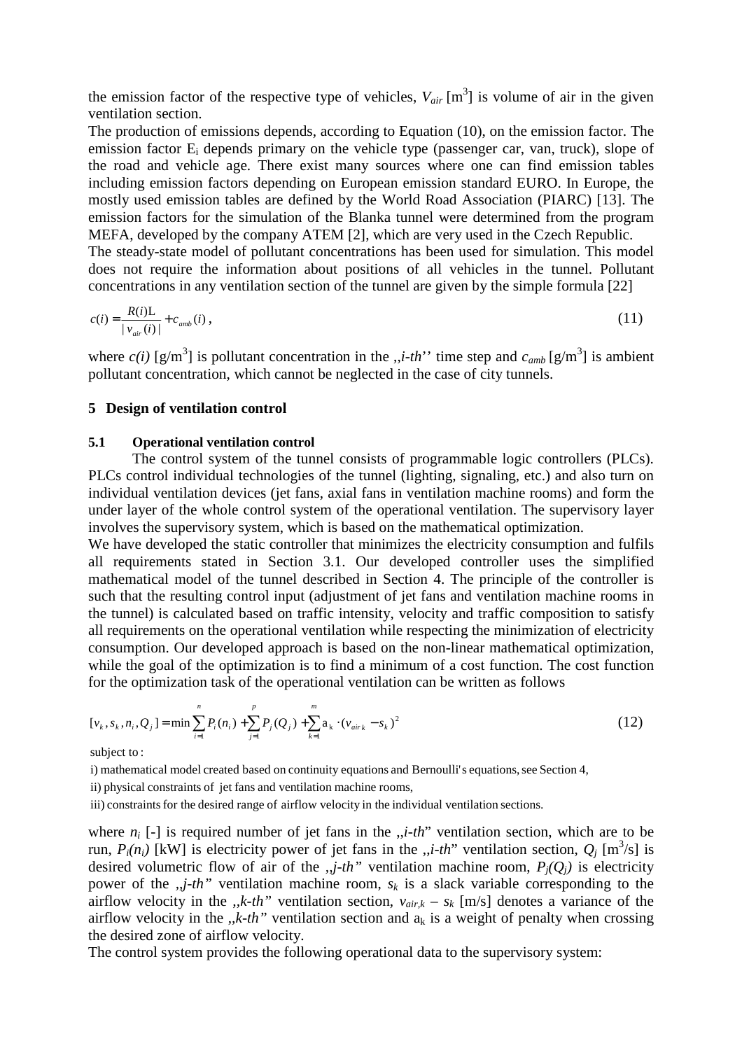the emission factor of the respective type of vehicles, $V_{air}$ [m$^3$] is volume of air in the given ventilation section.

The production of emissions depends, according to Equation (10), on the emission factor. The emission factor $E_i$ depends primary on the vehicle type (passenger car, van, truck), slope of the road and vehicle age. There exist many sources where one can find emission tables including emission factors depending on European emission standard EURO. In Europe, the mostly used emission tables are defined by the World Road Association (PIARC) [13]. The emission factors for the simulation of the Blanka tunnel were determined from the program MEFA, developed by the company ATEM [2], which are very used in the Czech Republic.

The steady-state model of pollutant concentrations has been used for simulation. This model does not require the information about positions of all vehicles in the tunnel. Pollutant concentrations in any ventilation section of the tunnel are given by the simple formula [22]

$$c(i) = \frac{R(i)\mathrm{L}}{|v_{air}(i)|} + c_{amb}(i)\,, \tag{11}$$

where $c(i)$ [g/m$^3$] is pollutant concentration in the „*i-th*'' time step and $c_{amb}$ [g/m$^3$] is ambient pollutant concentration, which cannot be neglected in the case of city tunnels.

## 5 Design of ventilation control

### 5.1 Operational ventilation control

The control system of the tunnel consists of programmable logic controllers (PLCs). PLCs control individual technologies of the tunnel (lighting, signaling, etc.) and also turn on individual ventilation devices (jet fans, axial fans in ventilation machine rooms) and form the under layer of the whole control system of the operational ventilation. The supervisory layer involves the supervisory system, which is based on the mathematical optimization.

We have developed the static controller that minimizes the electricity consumption and fulfils all requirements stated in Section 3.1. Our developed controller uses the simplified mathematical model of the tunnel described in Section 4. The principle of the controller is such that the resulting control input (adjustment of jet fans and ventilation machine rooms in the tunnel) is calculated based on traffic intensity, velocity and traffic composition to satisfy all requirements on the operational ventilation while respecting the minimization of electricity consumption. Our developed approach is based on the non-linear mathematical optimization, while the goal of the optimization is to find a minimum of a cost function. The cost function for the optimization task of the operational ventilation can be written as follows

$$[v_k, s_k, n_i, Q_j] = \min \sum_{i=1}^{n} P_i(n_i) + \sum_{j=1}^{p} P_j(Q_j) + \sum_{k=1}^{m} \mathrm{a}_k \cdot (v_{air\,k} - s_k)^2 \tag{12}$$

subject to:

i) mathematical model created based on continuity equations and Bernoulli's equations, see Section 4,

ii) physical constraints of jet fans and ventilation machine rooms,

iii) constraints for the desired range of airflow velocity in the individual ventilation sections.

where $n_i$ [-] is required number of jet fans in the „*i-th*" ventilation section, which are to be run, $P_i(n_i)$ [kW] is electricity power of jet fans in the „*i-th*" ventilation section, $Q_j$ [m$^3$/s] is desired volumetric flow of air of the „*j-th*" ventilation machine room, $P_j(Q_j)$ is electricity power of the „*j-th*" ventilation machine room, $s_k$ is a slack variable corresponding to the airflow velocity in the „*k-th*" ventilation section, $v_{air,k} - s_k$ [m/s] denotes a variance of the airflow velocity in the „*k-th*" ventilation section and $\mathrm{a}_k$ is a weight of penalty when crossing the desired zone of airflow velocity.

The control system provides the following operational data to the supervisory system: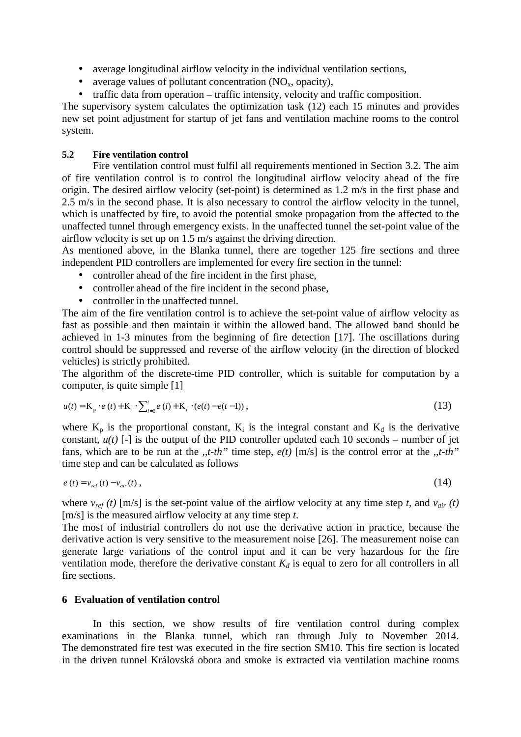- average longitudinal airflow velocity in the individual ventilation sections,
- average values of pollutant concentration ($NO_x$, opacity),
- traffic data from operation – traffic intensity, velocity and traffic composition.

The supervisory system calculates the optimization task (12) each 15 minutes and provides new set point adjustment for startup of jet fans and ventilation machine rooms to the control system.

### 5.2 Fire ventilation control

Fire ventilation control must fulfil all requirements mentioned in Section 3.2. The aim of fire ventilation control is to control the longitudinal airflow velocity ahead of the fire origin. The desired airflow velocity (set-point) is determined as 1.2 m/s in the first phase and 2.5 m/s in the second phase. It is also necessary to control the airflow velocity in the tunnel, which is unaffected by fire, to avoid the potential smoke propagation from the affected to the unaffected tunnel through emergency exists. In the unaffected tunnel the set-point value of the airflow velocity is set up on 1.5 m/s against the driving direction.

As mentioned above, in the Blanka tunnel, there are together 125 fire sections and three independent PID controllers are implemented for every fire section in the tunnel:

- controller ahead of the fire incident in the first phase,
- controller ahead of the fire incident in the second phase,
- controller in the unaffected tunnel.

The aim of the fire ventilation control is to achieve the set-point value of airflow velocity as fast as possible and then maintain it within the allowed band. The allowed band should be achieved in 1-3 minutes from the beginning of fire detection [17]. The oscillations during control should be suppressed and reverse of the airflow velocity (in the direction of blocked vehicles) is strictly prohibited.

The algorithm of the discrete-time PID controller, which is suitable for computation by a computer, is quite simple [1]

$$u(t) = K_p \cdot e(t) + K_i \cdot \sum_{i=0}^{t} e(i) + K_d \cdot (e(t) - e(t-1)), \tag{13}$$

where $K_p$ is the proportional constant, $K_i$ is the integral constant and $K_d$ is the derivative constant, $u(t)$ [-] is the output of the PID controller updated each 10 seconds – number of jet fans, which are to be run at the „*t-th”* time step, $e(t)$ [m/s] is the control error at the „*t-th”* time step and can be calculated as follows

$$e(t) = v_{ref}(t) - v_{air}(t), \tag{14}$$

where $v_{ref}(t)$ [m/s] is the set-point value of the airflow velocity at any time step $t$, and $v_{air}(t)$ [m/s] is the measured airflow velocity at any time step $t$.

The most of industrial controllers do not use the derivative action in practice, because the derivative action is very sensitive to the measurement noise [26]. The measurement noise can generate large variations of the control input and it can be very hazardous for the fire ventilation mode, therefore the derivative constant $K_d$ is equal to zero for all controllers in all fire sections.

## 6 Evaluation of ventilation control

In this section, we show results of fire ventilation control during complex examinations in the Blanka tunnel, which ran through July to November 2014. The demonstrated fire test was executed in the fire section SM10. This fire section is located in the driven tunnel Královská obora and smoke is extracted via ventilation machine rooms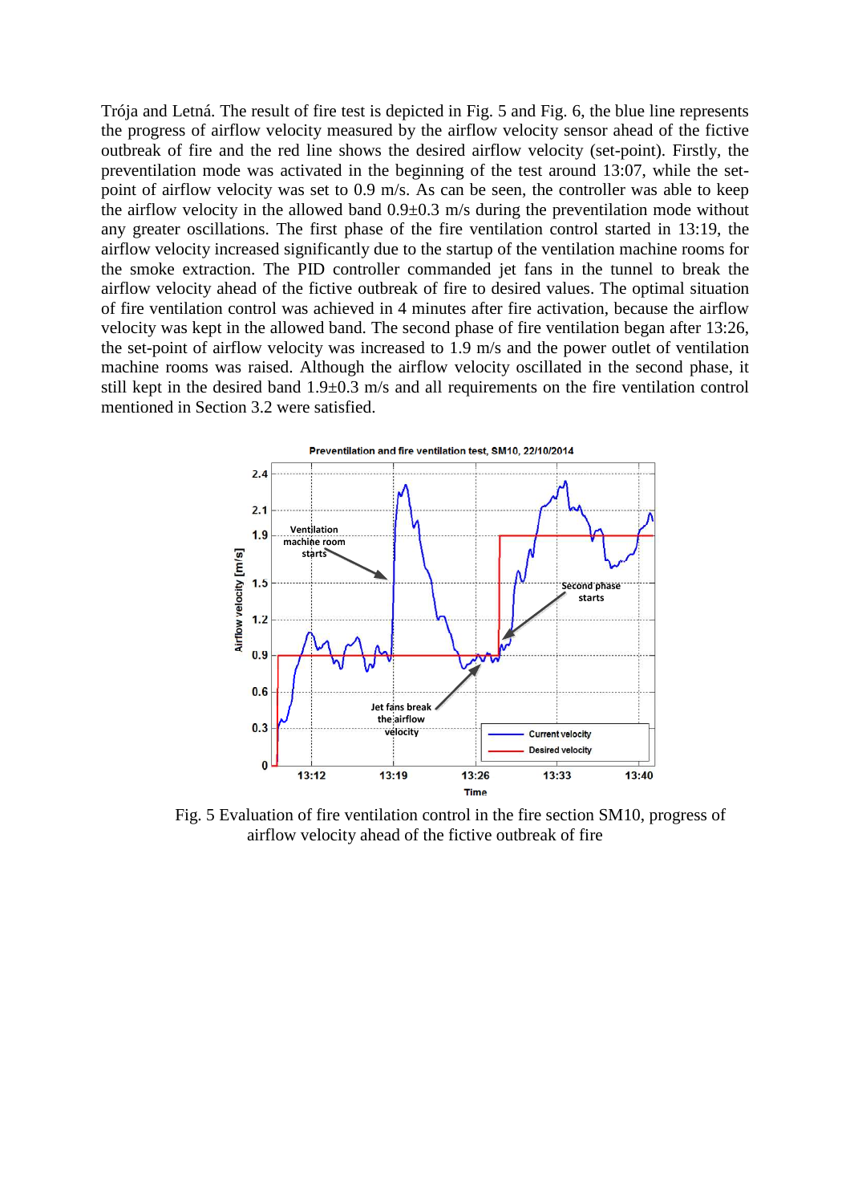Trója and Letná. The result of fire test is depicted in Fig. 5 and Fig. 6, the blue line represents the progress of airflow velocity measured by the airflow velocity sensor ahead of the fictive outbreak of fire and the red line shows the desired airflow velocity (set-point). Firstly, the preventilation mode was activated in the beginning of the test around 13:07, while the set-point of airflow velocity was set to 0.9 m/s. As can be seen, the controller was able to keep the airflow velocity in the allowed band 0.9±0.3 m/s during the preventilation mode without any greater oscillations. The first phase of the fire ventilation control started in 13:19, the airflow velocity increased significantly due to the startup of the ventilation machine rooms for the smoke extraction. The PID controller commanded jet fans in the tunnel to break the airflow velocity ahead of the fictive outbreak of fire to desired values. The optimal situation of fire ventilation control was achieved in 4 minutes after fire activation, because the airflow velocity was kept in the allowed band. The second phase of fire ventilation began after 13:26, the set-point of airflow velocity was increased to 1.9 m/s and the power outlet of ventilation machine rooms was raised. Although the airflow velocity oscillated in the second phase, it still kept in the desired band 1.9±0.3 m/s and all requirements on the fire ventilation control mentioned in Section 3.2 were satisfied.

Fig. 5 Evaluation of fire ventilation control in the fire section SM10, progress of airflow velocity ahead of the fictive outbreak of fire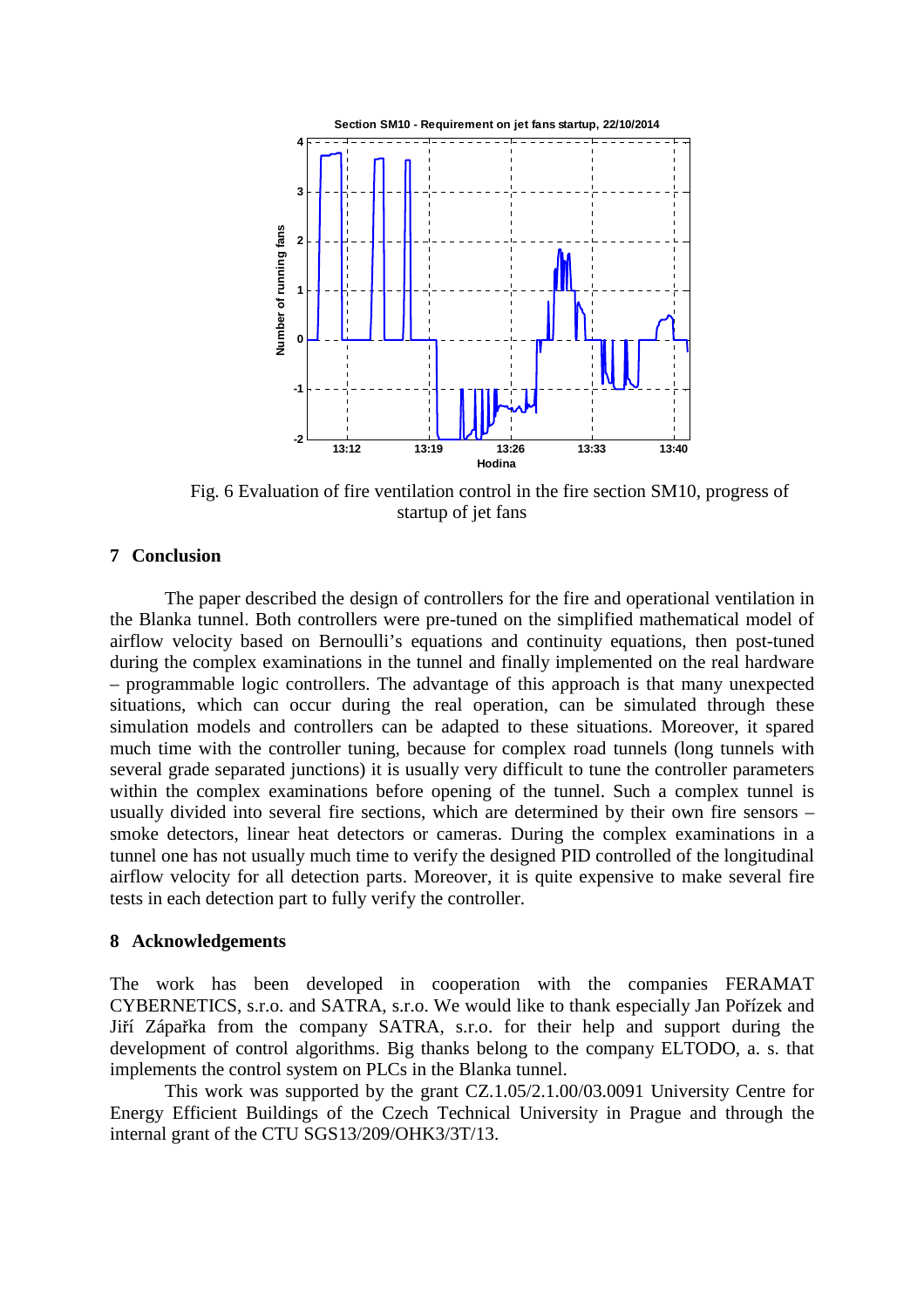Fig. 6 Evaluation of fire ventilation control in the fire section SM10, progress of startup of jet fans

## 7 Conclusion

The paper described the design of controllers for the fire and operational ventilation in the Blanka tunnel. Both controllers were pre-tuned on the simplified mathematical model of airflow velocity based on Bernoulli's equations and continuity equations, then post-tuned during the complex examinations in the tunnel and finally implemented on the real hardware – programmable logic controllers. The advantage of this approach is that many unexpected situations, which can occur during the real operation, can be simulated through these simulation models and controllers can be adapted to these situations. Moreover, it spared much time with the controller tuning, because for complex road tunnels (long tunnels with several grade separated junctions) it is usually very difficult to tune the controller parameters within the complex examinations before opening of the tunnel. Such a complex tunnel is usually divided into several fire sections, which are determined by their own fire sensors – smoke detectors, linear heat detectors or cameras. During the complex examinations in a tunnel one has not usually much time to verify the designed PID controlled of the longitudinal airflow velocity for all detection parts. Moreover, it is quite expensive to make several fire tests in each detection part to fully verify the controller.

## 8 Acknowledgements

The work has been developed in cooperation with the companies FERAMAT CYBERNETICS, s.r.o. and SATRA, s.r.o. We would like to thank especially Jan Pořízek and Jiří Zápařka from the company SATRA, s.r.o. for their help and support during the development of control algorithms. Big thanks belong to the company ELTODO, a. s. that implements the control system on PLCs in the Blanka tunnel.

This work was supported by the grant CZ.1.05/2.1.00/03.0091 University Centre for Energy Efficient Buildings of the Czech Technical University in Prague and through the internal grant of the CTU SGS13/209/OHK3/3T/13.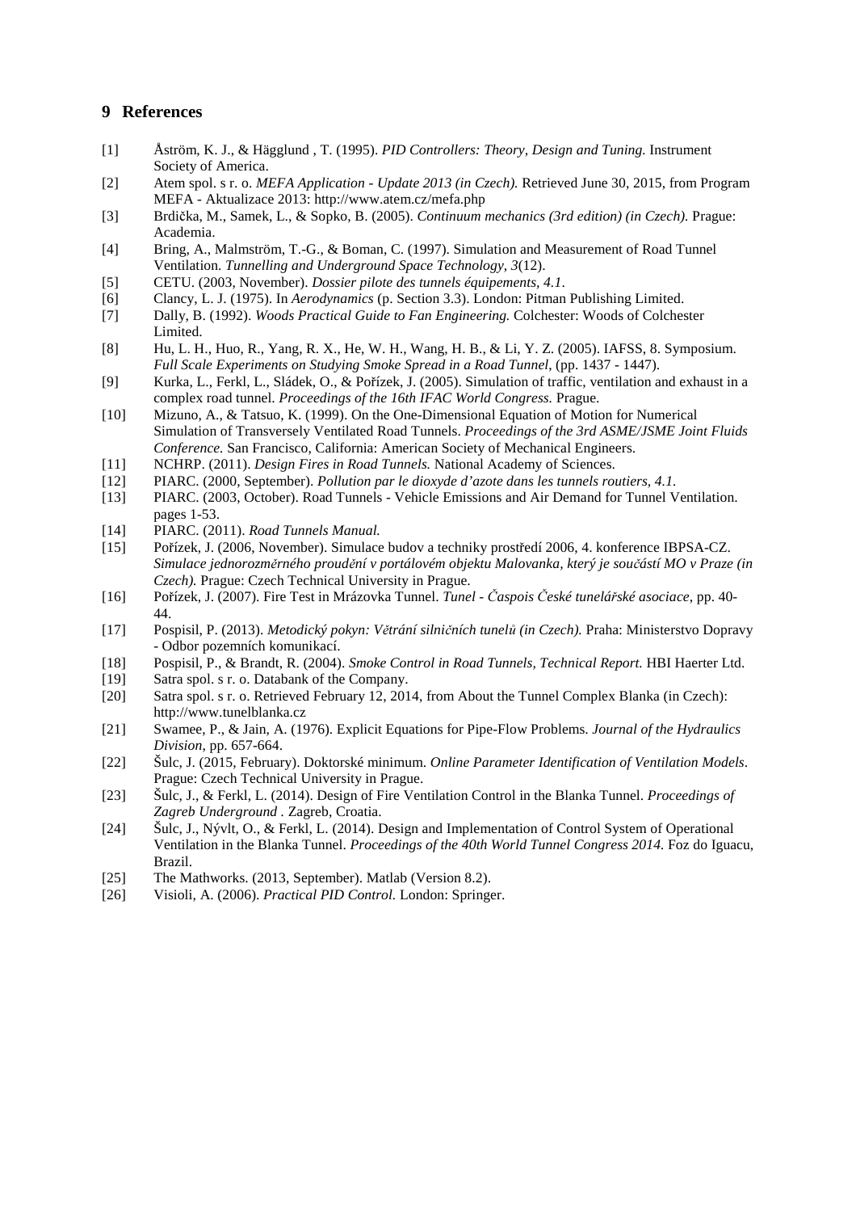## 9 References

[1] Åström, K. J., & Hägglund , T. (1995). *PID Controllers: Theory, Design and Tuning.* Instrument Society of America.

[2] Atem spol. s r. o. *MEFA Application - Update 2013 (in Czech).* Retrieved June 30, 2015, from Program MEFA - Aktualizace 2013: http://www.atem.cz/mefa.php

[3] Brdička, M., Samek, L., & Sopko, B. (2005). *Continuum mechanics (3rd edition) (in Czech).* Prague: Academia.

[4] Bring, A., Malmström, T.-G., & Boman, C. (1997). Simulation and Measurement of Road Tunnel Ventilation. *Tunnelling and Underground Space Technology, 3*(12).

[5] CETU. (2003, November). *Dossier pilote des tunnels équipements, 4.1*.

[6] Clancy, L. J. (1975). In *Aerodynamics* (p. Section 3.3). London: Pitman Publishing Limited.

[7] Dally, B. (1992). *Woods Practical Guide to Fan Engineering.* Colchester: Woods of Colchester Limited.

[8] Hu, L. H., Huo, R., Yang, R. X., He, W. H., Wang, H. B., & Li, Y. Z. (2005). IAFSS, 8. Symposium. *Full Scale Experiments on Studying Smoke Spread in a Road Tunnel*, (pp. 1437 - 1447).

[9] Kurka, L., Ferkl, L., Sládek, O., & Pořízek, J. (2005). Simulation of traffic, ventilation and exhaust in a complex road tunnel. *Proceedings of the 16th IFAC World Congress.* Prague.

[10] Mizuno, A., & Tatsuo, K. (1999). On the One-Dimensional Equation of Motion for Numerical Simulation of Transversely Ventilated Road Tunnels. *Proceedings of the 3rd ASME/JSME Joint Fluids Conference.* San Francisco, California: American Society of Mechanical Engineers.

[11] NCHRP. (2011). *Design Fires in Road Tunnels.* National Academy of Sciences.

[12] PIARC. (2000, September). *Pollution par le dioxyde d'azote dans les tunnels routiers, 4.1*.

[13] PIARC. (2003, October). Road Tunnels - Vehicle Emissions and Air Demand for Tunnel Ventilation. pages 1-53.

[14] PIARC. (2011). *Road Tunnels Manual.*

[15] Pořízek, J. (2006, November). Simulace budov a techniky prostředí 2006, 4. konference IBPSA-CZ. *Simulace jednorozměrného proudění v portálovém objektu Malovanka, který je součástí MO v Praze (in Czech).* Prague: Czech Technical University in Prague.

[16] Pořízek, J. (2007). Fire Test in Mrázovka Tunnel. *Tunel - Časpois České tunelářské asociace*, pp. 40-44.

[17] Pospisil, P. (2013). *Metodický pokyn: Větrání silničních tunelů (in Czech).* Praha: Ministerstvo Dopravy - Odbor pozemních komunikací.

[18] Pospisil, P., & Brandt, R. (2004). *Smoke Control in Road Tunnels, Technical Report.* HBI Haerter Ltd.

[19] Satra spol. s r. o. Databank of the Company.

[20] Satra spol. s r. o. Retrieved February 12, 2014, from About the Tunnel Complex Blanka (in Czech): http://www.tunelblanka.cz

[21] Swamee, P., & Jain, A. (1976). Explicit Equations for Pipe-Flow Problems. *Journal of the Hydraulics Division*, pp. 657-664.

[22] Šulc, J. (2015, February). Doktorské minimum. *Online Parameter Identification of Ventilation Models*. Prague: Czech Technical University in Prague.

[23] Šulc, J., & Ferkl, L. (2014). Design of Fire Ventilation Control in the Blanka Tunnel. *Proceedings of Zagreb Underground* . Zagreb, Croatia.

[24] Šulc, J., Nývlt, O., & Ferkl, L. (2014). Design and Implementation of Control System of Operational Ventilation in the Blanka Tunnel. *Proceedings of the 40th World Tunnel Congress 2014.* Foz do Iguacu, Brazil.

[25] The Mathworks. (2013, September). Matlab (Version 8.2).

[26] Visioli, A. (2006). *Practical PID Control.* London: Springer.